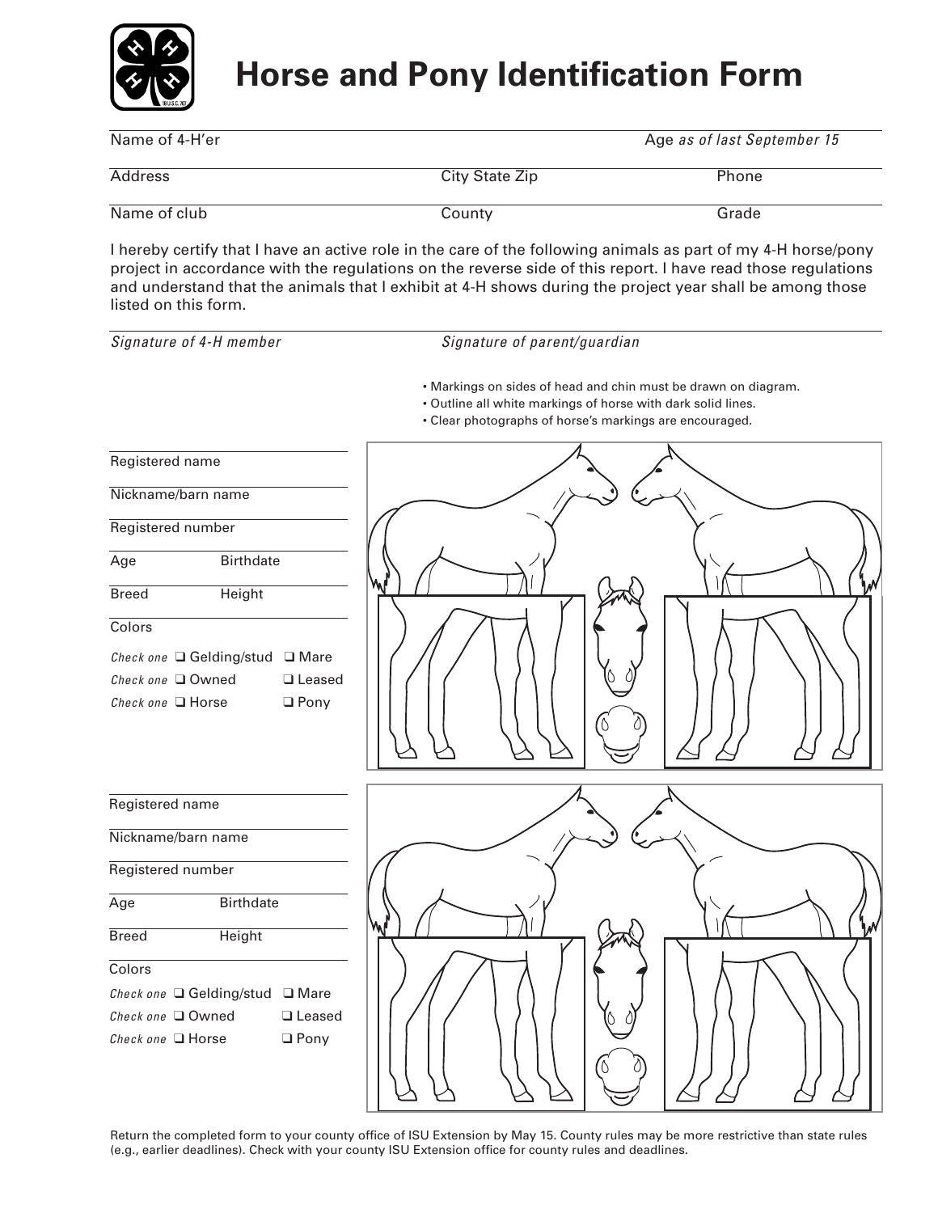# Horse and Pony Identification Form

Name of 4-H'er | Age *as of last September 15*

Address | City State Zip | Phone

Name of club | County | Grade

I hereby certify that I have an active role in the care of the following animals as part of my 4-H horse/pony project in accordance with the regulations on the reverse side of this report. I have read those regulations and understand that the animals that I exhibit at 4-H shows during the project year shall be among those listed on this form.

*Signature of 4-H member* | *Signature of parent/guardian*

- Markings on sides of head and chin must be drawn on diagram.
- Outline all white markings of horse with dark solid lines.
- Clear photographs of horse's markings are encouraged.

Registered name

Nickname/barn name

Registered number

Age | Birthdate

Breed | Height

Colors

*Check one* ❑ Gelding/stud ❑ Mare

*Check one* ❑ Owned ❑ Leased

*Check one* ❑ Horse ❑ Pony

Registered name

Nickname/barn name

Registered number

Age | Birthdate

Breed | Height

Colors

*Check one* ❑ Gelding/stud ❑ Mare

*Check one* ❑ Owned ❑ Leased

*Check one* ❑ Horse ❑ Pony

Return the completed form to your county office of ISU Extension by May 15. County rules may be more restrictive than state rules (e.g., earlier deadlines). Check with your county ISU Extension office for county rules and deadlines.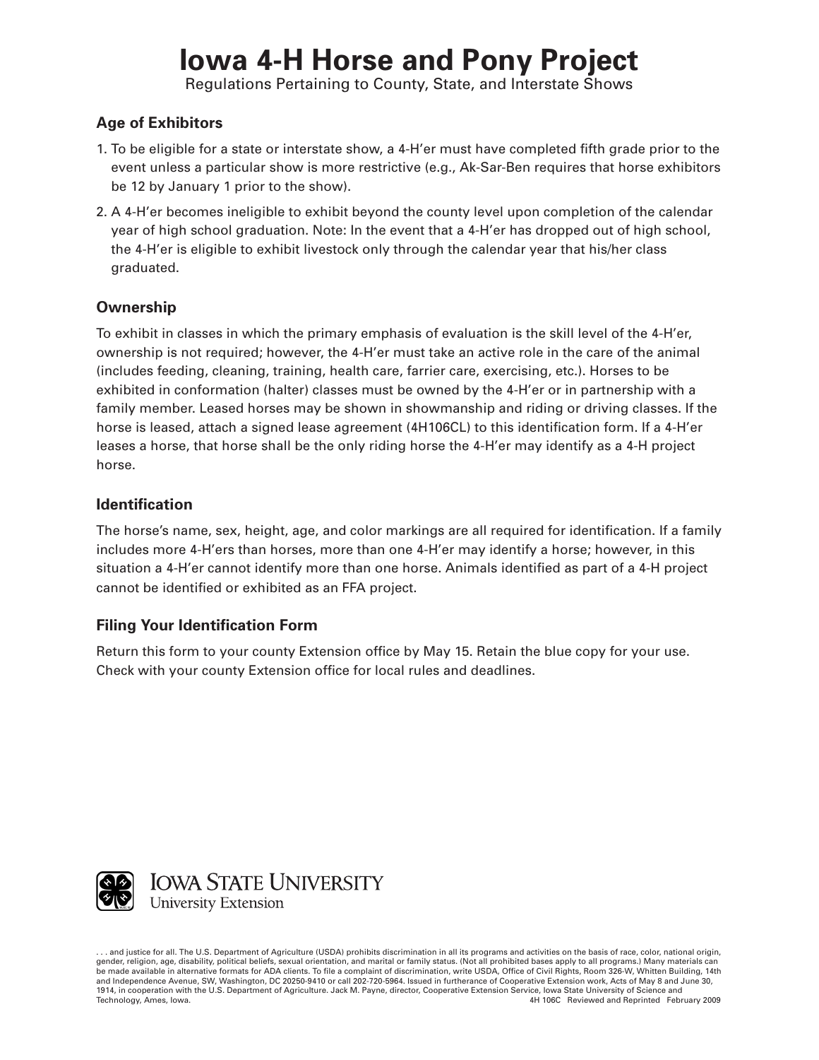# Iowa 4-H Horse and Pony Project

Regulations Pertaining to County, State, and Interstate Shows

## Age of Exhibitors

1. To be eligible for a state or interstate show, a 4-H'er must have completed fifth grade prior to the event unless a particular show is more restrictive (e.g., Ak-Sar-Ben requires that horse exhibitors be 12 by January 1 prior to the show).
2. A 4-H'er becomes ineligible to exhibit beyond the county level upon completion of the calendar year of high school graduation. Note: In the event that a 4-H'er has dropped out of high school, the 4-H'er is eligible to exhibit livestock only through the calendar year that his/her class graduated.

## Ownership

To exhibit in classes in which the primary emphasis of evaluation is the skill level of the 4-H'er, ownership is not required; however, the 4-H'er must take an active role in the care of the animal (includes feeding, cleaning, training, health care, farrier care, exercising, etc.). Horses to be exhibited in conformation (halter) classes must be owned by the 4-H'er or in partnership with a family member. Leased horses may be shown in showmanship and riding or driving classes. If the horse is leased, attach a signed lease agreement (4H106CL) to this identification form. If a 4-H'er leases a horse, that horse shall be the only riding horse the 4-H'er may identify as a 4-H project horse.

## Identification

The horse's name, sex, height, age, and color markings are all required for identification. If a family includes more 4-H'ers than horses, more than one 4-H'er may identify a horse; however, in this situation a 4-H'er cannot identify more than one horse. Animals identified as part of a 4-H project cannot be identified or exhibited as an FFA project.

## Filing Your Identification Form

Return this form to your county Extension office by May 15. Retain the blue copy for your use. Check with your county Extension office for local rules and deadlines.

IOWA STATE UNIVERSITY
University Extension

. . . and justice for all. The U.S. Department of Agriculture (USDA) prohibits discrimination in all its programs and activities on the basis of race, color, national origin, gender, religion, age, disability, political beliefs, sexual orientation, and marital or family status. (Not all prohibited bases apply to all programs.) Many materials can be made available in alternative formats for ADA clients. To file a complaint of discrimination, write USDA, Office of Civil Rights, Room 326-W, Whitten Building, 14th and Independence Avenue, SW, Washington, DC 20250-9410 or call 202-720-5964. Issued in furtherance of Cooperative Extension work, Acts of May 8 and June 30, 1914, in cooperation with the U.S. Department of Agriculture. Jack M. Payne, director, Cooperative Extension Service, Iowa State University of Science and Technology, Ames, Iowa.

4H 106C Reviewed and Reprinted February 2009